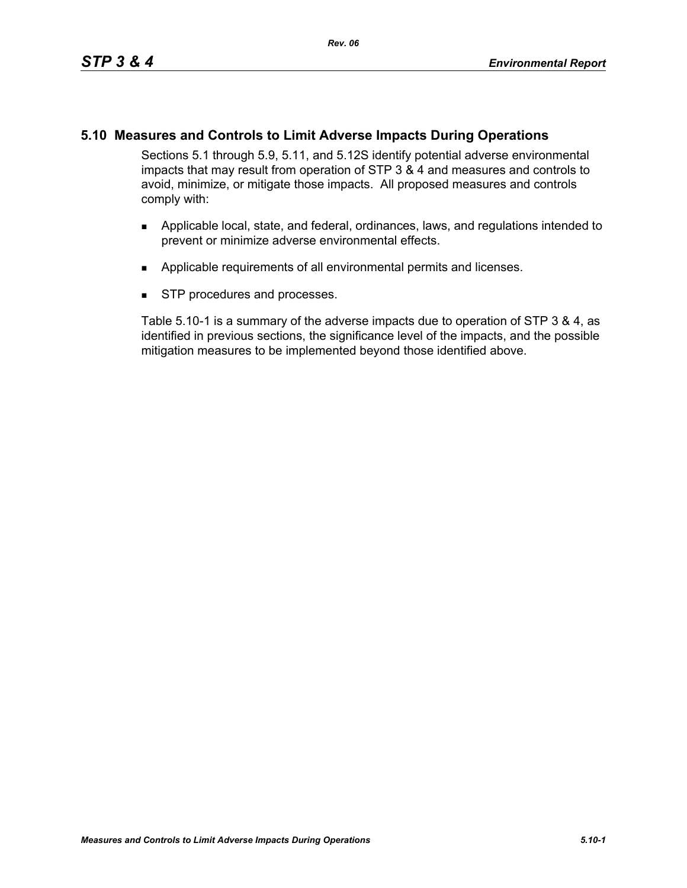## 5.10 Measures and Controls to Limit Adverse Impacts During Operations

Sections 5.1 through 5.9, 5.11, and 5.12S identify potential adverse environmental impacts that may result from operation of STP 3 & 4 and measures and controls to avoid, minimize, or mitigate those impacts. All proposed measures and controls comply with:

- Applicable local, state, and federal, ordinances, laws, and regulations intended to prevent or minimize adverse environmental effects.
- Applicable requirements of all environmental permits and licenses.
- STP procedures and processes.

Table 5.10-1 is a summary of the adverse impacts due to operation of STP 3 & 4, as identified in previous sections, the significance level of the impacts, and the possible mitigation measures to be implemented beyond those identified above.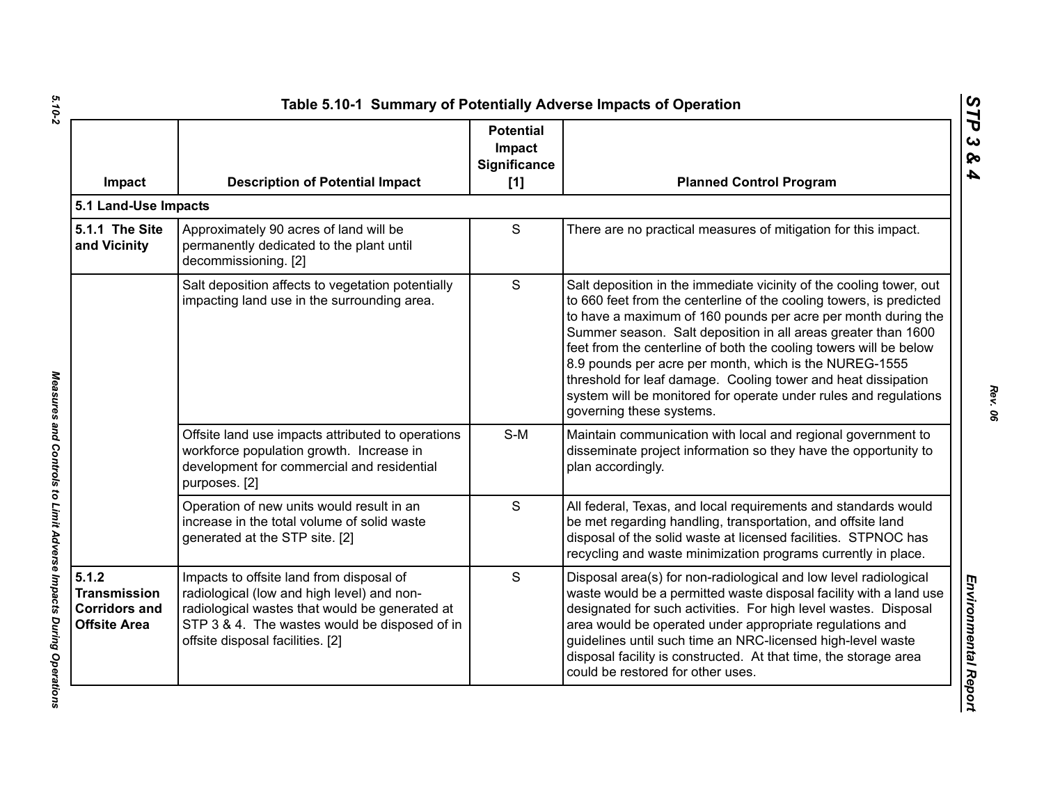## Table 5.10-1 Summary of Potentially Adverse Impacts of Operation

| Impact | Description of Potential Impact | Potential Impact Significance [1] | Planned Control Program |
|---|---|---|---|
| **5.1 Land-Use Impacts** | | | |
| **5.1.1 The Site and Vicinity** | Approximately 90 acres of land will be permanently dedicated to the plant until decommissioning. [2] | S | There are no practical measures of mitigation for this impact. |
| | Salt deposition affects to vegetation potentially impacting land use in the surrounding area. | S | Salt deposition in the immediate vicinity of the cooling tower, out to 660 feet from the centerline of the cooling towers, is predicted to have a maximum of 160 pounds per acre per month during the Summer season. Salt deposition in all areas greater than 1600 feet from the centerline of both the cooling towers will be below 8.9 pounds per acre per month, which is the NUREG-1555 threshold for leaf damage. Cooling tower and heat dissipation system will be monitored for operate under rules and regulations governing these systems. |
| | Offsite land use impacts attributed to operations workforce population growth. Increase in development for commercial and residential purposes. [2] | S-M | Maintain communication with local and regional government to disseminate project information so they have the opportunity to plan accordingly. |
| | Operation of new units would result in an increase in the total volume of solid waste generated at the STP site. [2] | S | All federal, Texas, and local requirements and standards would be met regarding handling, transportation, and offsite land disposal of the solid waste at licensed facilities. STPNOC has recycling and waste minimization programs currently in place. |
| **5.1.2 Transmission Corridors and Offsite Area** | Impacts to offsite land from disposal of radiological (low and high level) and non-radiological wastes that would be generated at STP 3 & 4. The wastes would be disposed of in offsite disposal facilities. [2] | S | Disposal area(s) for non-radiological and low level radiological waste would be a permitted waste disposal facility with a land use designated for such activities. For high level wastes. Disposal area would be operated under appropriate regulations and guidelines until such time an NRC-licensed high-level waste disposal facility is constructed. At that time, the storage area could be restored for other uses. |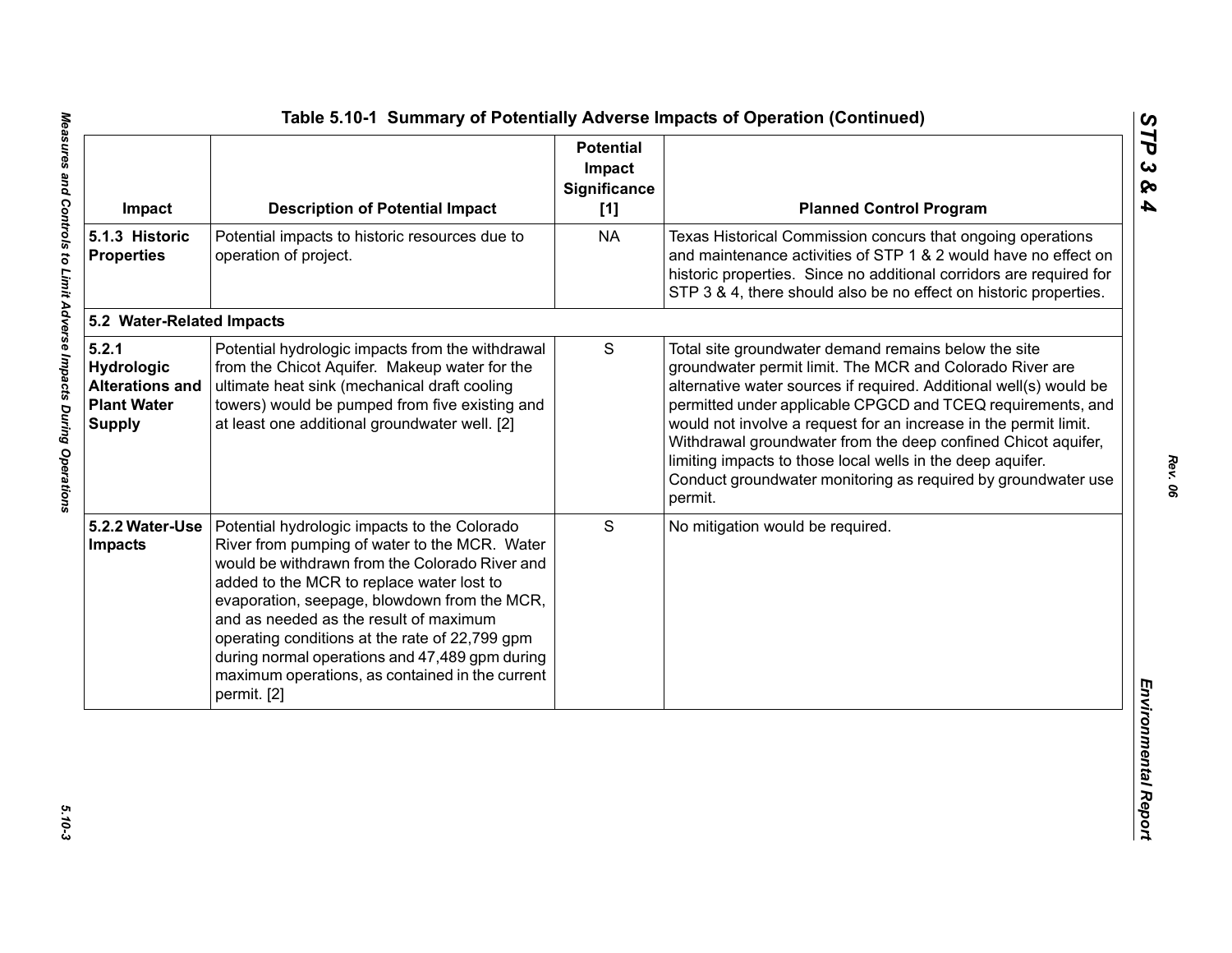## Table 5.10-1 Summary of Potentially Adverse Impacts of Operation (Continued)

| Impact | Description of Potential Impact | Potential Impact Significance [1] | Planned Control Program |
|---|---|---|---|
| **5.1.3 Historic Properties** | Potential impacts to historic resources due to operation of project. | NA | Texas Historical Commission concurs that ongoing operations and maintenance activities of STP 1 & 2 would have no effect on historic properties. Since no additional corridors are required for STP 3 & 4, there should also be no effect on historic properties. |
| **5.2 Water-Related Impacts** | | | |
| **5.2.1 Hydrologic Alterations and Plant Water Supply** | Potential hydrologic impacts from the withdrawal from the Chicot Aquifer. Makeup water for the ultimate heat sink (mechanical draft cooling towers) would be pumped from five existing and at least one additional groundwater well. [2] | S | Total site groundwater demand remains below the site groundwater permit limit. The MCR and Colorado River are alternative water sources if required. Additional well(s) would be permitted under applicable CPGCD and TCEQ requirements, and would not involve a request for an increase in the permit limit. Withdrawal groundwater from the deep confined Chicot aquifer, limiting impacts to those local wells in the deep aquifer. Conduct groundwater monitoring as required by groundwater use permit. |
| **5.2.2 Water-Use Impacts** | Potential hydrologic impacts to the Colorado River from pumping of water to the MCR. Water would be withdrawn from the Colorado River and added to the MCR to replace water lost to evaporation, seepage, blowdown from the MCR, and as needed as the result of maximum operating conditions at the rate of 22,799 gpm during normal operations and 47,489 gpm during maximum operations, as contained in the current permit. [2] | S | No mitigation would be required. |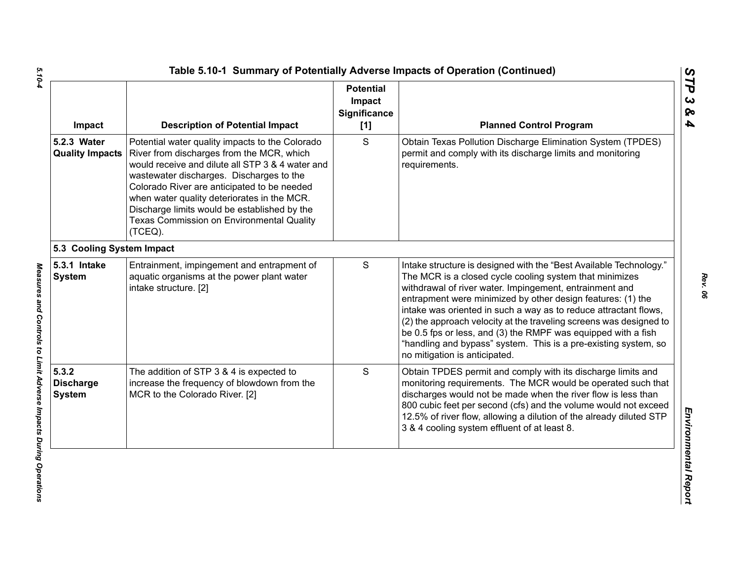## Table 5.10-1 Summary of Potentially Adverse Impacts of Operation (Continued)

| Impact | Description of Potential Impact | Potential Impact Significance [1] | Planned Control Program |
|---|---|---|---|
| **5.2.3 Water Quality Impacts** | Potential water quality impacts to the Colorado River from discharges from the MCR, which would receive and dilute all STP 3 & 4 water and wastewater discharges. Discharges to the Colorado River are anticipated to be needed when water quality deteriorates in the MCR. Discharge limits would be established by the Texas Commission on Environmental Quality (TCEQ). | S | Obtain Texas Pollution Discharge Elimination System (TPDES) permit and comply with its discharge limits and monitoring requirements. |
| **5.3 Cooling System Impact** | | | |
| **5.3.1 Intake System** | Entrainment, impingement and entrapment of aquatic organisms at the power plant water intake structure. [2] | S | Intake structure is designed with the "Best Available Technology." The MCR is a closed cycle cooling system that minimizes withdrawal of river water. Impingement, entrainment and entrapment were minimized by other design features: (1) the intake was oriented in such a way as to reduce attractant flows, (2) the approach velocity at the traveling screens was designed to be 0.5 fps or less, and (3) the RMPF was equipped with a fish "handling and bypass" system. This is a pre-existing system, so no mitigation is anticipated. |
| **5.3.2 Discharge System** | The addition of STP 3 & 4 is expected to increase the frequency of blowdown from the MCR to the Colorado River. [2] | S | Obtain TPDES permit and comply with its discharge limits and monitoring requirements. The MCR would be operated such that discharges would not be made when the river flow is less than 800 cubic feet per second (cfs) and the volume would not exceed 12.5% of river flow, allowing a dilution of the already diluted STP 3 & 4 cooling system effluent of at least 8. |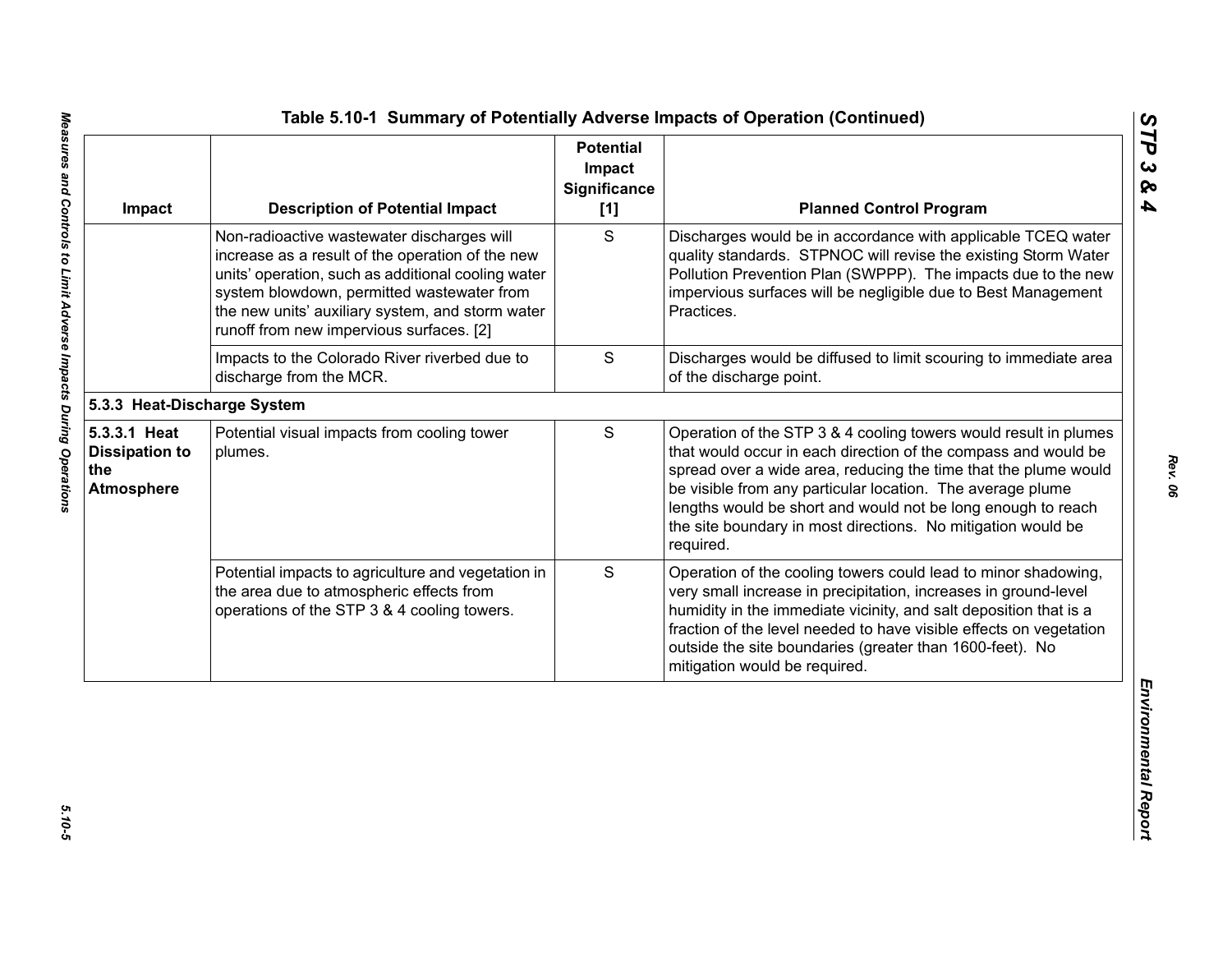**Table 5.10-1 Summary of Potentially Adverse Impacts of Operation (Continued)**

| Impact | Description of Potential Impact | Potential Impact Significance [1] | Planned Control Program |
|---|---|---|---|
| | Non-radioactive wastewater discharges will increase as a result of the operation of the new units' operation, such as additional cooling water system blowdown, permitted wastewater from the new units' auxiliary system, and storm water runoff from new impervious surfaces. [2] | S | Discharges would be in accordance with applicable TCEQ water quality standards. STPNOC will revise the existing Storm Water Pollution Prevention Plan (SWPPP). The impacts due to the new impervious surfaces will be negligible due to Best Management Practices. |
| | Impacts to the Colorado River riverbed due to discharge from the MCR. | S | Discharges would be diffused to limit scouring to immediate area of the discharge point. |
| **5.3.3 Heat-Discharge System** | | | |
| **5.3.3.1 Heat Dissipation to the Atmosphere** | Potential visual impacts from cooling tower plumes. | S | Operation of the STP 3 & 4 cooling towers would result in plumes that would occur in each direction of the compass and would be spread over a wide area, reducing the time that the plume would be visible from any particular location. The average plume lengths would be short and would not be long enough to reach the site boundary in most directions. No mitigation would be required. |
| | Potential impacts to agriculture and vegetation in the area due to atmospheric effects from operations of the STP 3 & 4 cooling towers. | S | Operation of the cooling towers could lead to minor shadowing, very small increase in precipitation, increases in ground-level humidity in the immediate vicinity, and salt deposition that is a fraction of the level needed to have visible effects on vegetation outside the site boundaries (greater than 1600-feet). No mitigation would be required. |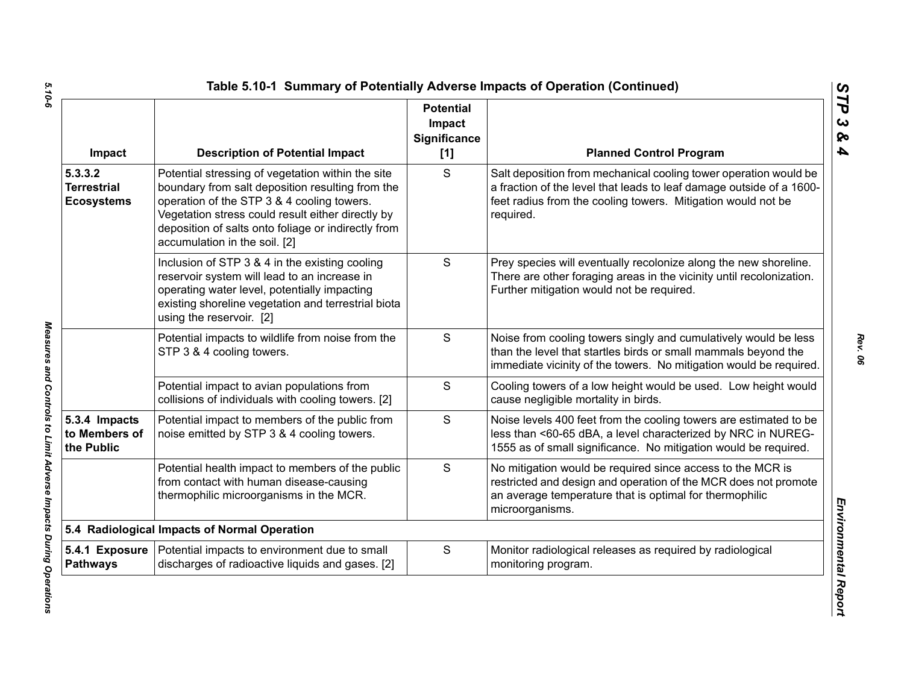## Table 5.10-1 Summary of Potentially Adverse Impacts of Operation (Continued)

| Impact | Description of Potential Impact | Potential Impact Significance [1] | Planned Control Program |
|---|---|---|---|
| **5.3.3.2 Terrestrial Ecosystems** | Potential stressing of vegetation within the site boundary from salt deposition resulting from the operation of the STP 3 & 4 cooling towers. Vegetation stress could result either directly by deposition of salts onto foliage or indirectly from accumulation in the soil. [2] | S | Salt deposition from mechanical cooling tower operation would be a fraction of the level that leads to leaf damage outside of a 1600-feet radius from the cooling towers. Mitigation would not be required. |
| | Inclusion of STP 3 & 4 in the existing cooling reservoir system will lead to an increase in operating water level, potentially impacting existing shoreline vegetation and terrestrial biota using the reservoir. [2] | S | Prey species will eventually recolonize along the new shoreline. There are other foraging areas in the vicinity until recolonization. Further mitigation would not be required. |
| | Potential impacts to wildlife from noise from the STP 3 & 4 cooling towers. | S | Noise from cooling towers singly and cumulatively would be less than the level that startles birds or small mammals beyond the immediate vicinity of the towers. No mitigation would be required. |
| | Potential impact to avian populations from collisions of individuals with cooling towers. [2] | S | Cooling towers of a low height would be used. Low height would cause negligible mortality in birds. |
| **5.3.4 Impacts to Members of the Public** | Potential impact to members of the public from noise emitted by STP 3 & 4 cooling towers. | S | Noise levels 400 feet from the cooling towers are estimated to be less than <60-65 dBA, a level characterized by NRC in NUREG-1555 as of small significance. No mitigation would be required. |
| | Potential health impact to members of the public from contact with human disease-causing thermophilic microorganisms in the MCR. | S | No mitigation would be required since access to the MCR is restricted and design and operation of the MCR does not promote an average temperature that is optimal for thermophilic microorganisms. |
| **5.4 Radiological Impacts of Normal Operation** | | | |
| **5.4.1 Exposure Pathways** | Potential impacts to environment due to small discharges of radioactive liquids and gases. [2] | S | Monitor radiological releases as required by radiological monitoring program. |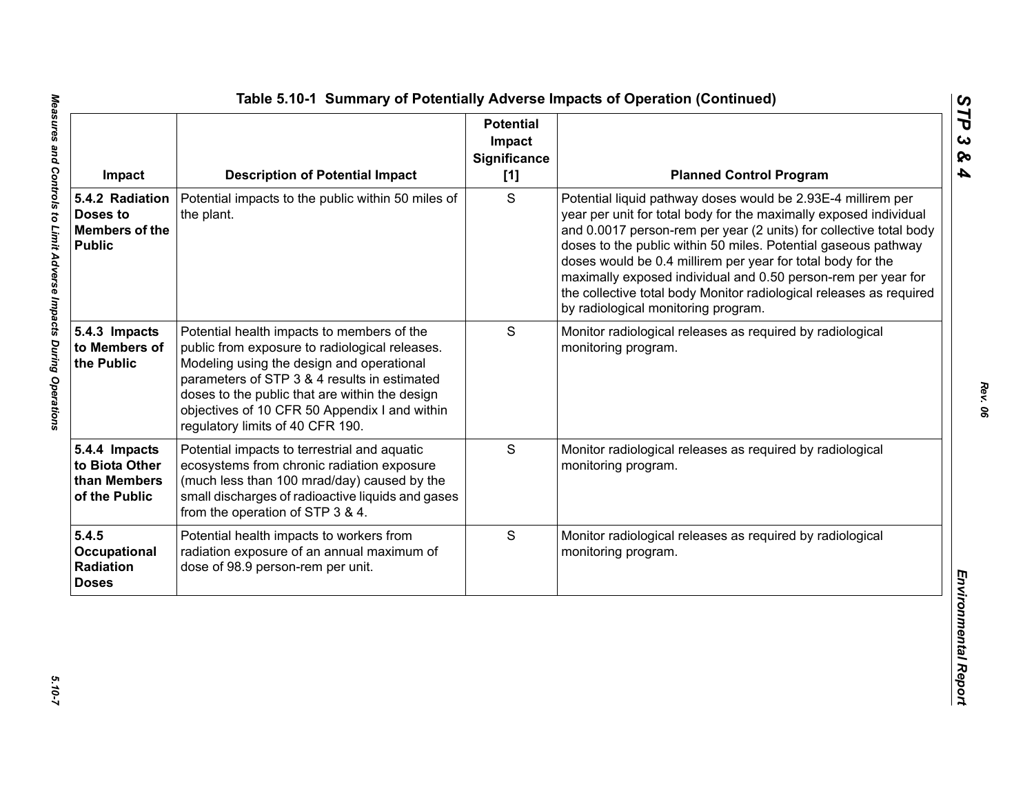**Table 5.10-1 Summary of Potentially Adverse Impacts of Operation (Continued)**

| Impact | Description of Potential Impact | Potential Impact Significance [1] | Planned Control Program |
|---|---|---|---|
| **5.4.2 Radiation Doses to Members of the Public** | Potential impacts to the public within 50 miles of the plant. | S | Potential liquid pathway doses would be 2.93E-4 millirem per year per unit for total body for the maximally exposed individual and 0.0017 person-rem per year (2 units) for collective total body doses to the public within 50 miles. Potential gaseous pathway doses would be 0.4 millirem per year for total body for the maximally exposed individual and 0.50 person-rem per year for the collective total body Monitor radiological releases as required by radiological monitoring program. |
| **5.4.3 Impacts to Members of the Public** | Potential health impacts to members of the public from exposure to radiological releases. Modeling using the design and operational parameters of STP 3 & 4 results in estimated doses to the public that are within the design objectives of 10 CFR 50 Appendix I and within regulatory limits of 40 CFR 190. | S | Monitor radiological releases as required by radiological monitoring program. |
| **5.4.4 Impacts to Biota Other than Members of the Public** | Potential impacts to terrestrial and aquatic ecosystems from chronic radiation exposure (much less than 100 mrad/day) caused by the small discharges of radioactive liquids and gases from the operation of STP 3 & 4. | S | Monitor radiological releases as required by radiological monitoring program. |
| **5.4.5 Occupational Radiation Doses** | Potential health impacts to workers from radiation exposure of an annual maximum of dose of 98.9 person-rem per unit. | S | Monitor radiological releases as required by radiological monitoring program. |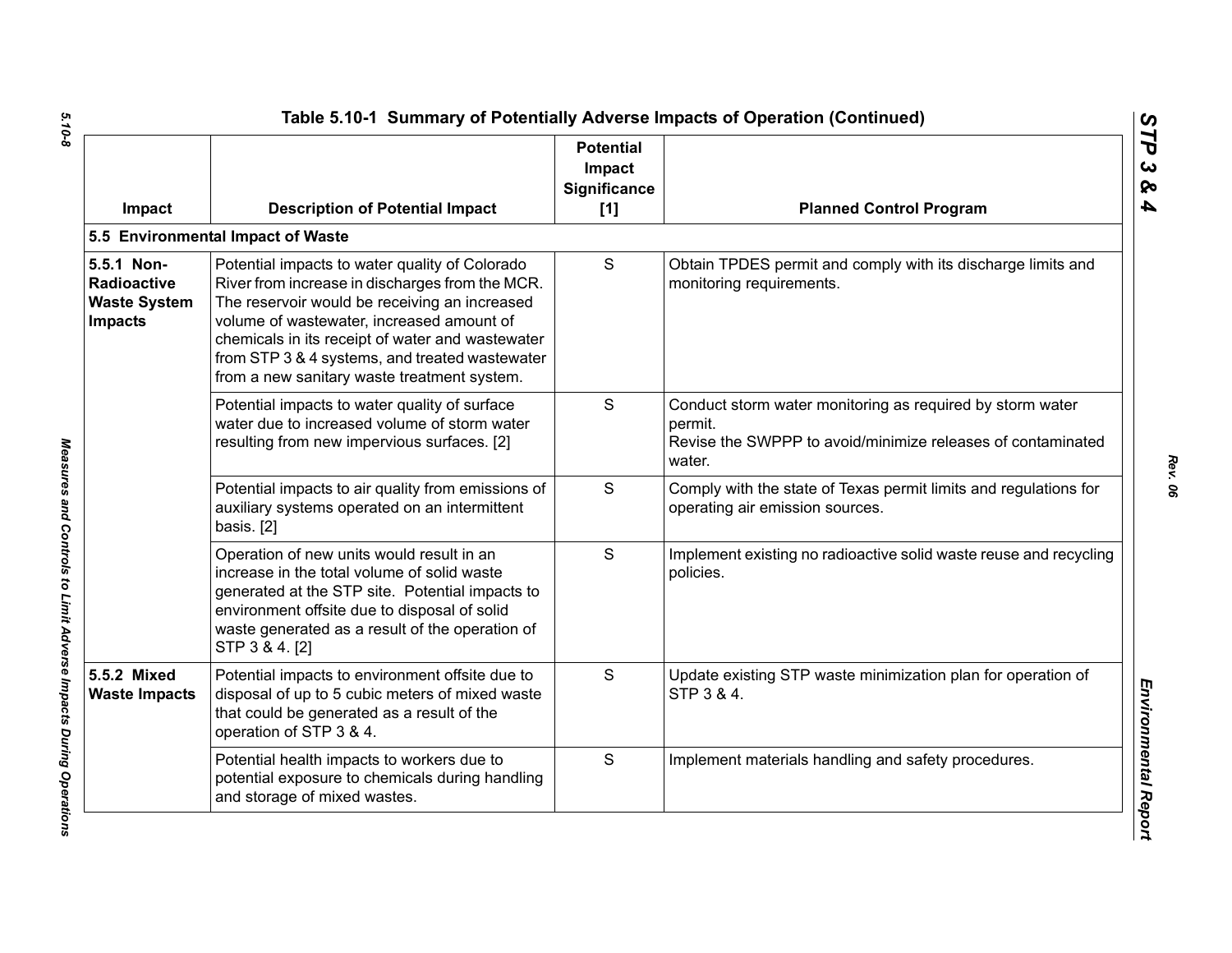Table 5.10-1 Summary of Potentially Adverse Impacts of Operation (Continued)

| Impact | Description of Potential Impact | Potential Impact Significance [1] | Planned Control Program |
|---|---|---|---|
| **5.5 Environmental Impact of Waste** | | | |
| **5.5.1 Non-Radioactive Waste System Impacts** | Potential impacts to water quality of Colorado River from increase in discharges from the MCR. The reservoir would be receiving an increased volume of wastewater, increased amount of chemicals in its receipt of water and wastewater from STP 3 & 4 systems, and treated wastewater from a new sanitary waste treatment system. | S | Obtain TPDES permit and comply with its discharge limits and monitoring requirements. |
| | Potential impacts to water quality of surface water due to increased volume of storm water resulting from new impervious surfaces. [2] | S | Conduct storm water monitoring as required by storm water permit.<br>Revise the SWPPP to avoid/minimize releases of contaminated water. |
| | Potential impacts to air quality from emissions of auxiliary systems operated on an intermittent basis. [2] | S | Comply with the state of Texas permit limits and regulations for operating air emission sources. |
| | Operation of new units would result in an increase in the total volume of solid waste generated at the STP site. Potential impacts to environment offsite due to disposal of solid waste generated as a result of the operation of STP 3 & 4. [2] | S | Implement existing no radioactive solid waste reuse and recycling policies. |
| **5.5.2 Mixed Waste Impacts** | Potential impacts to environment offsite due to disposal of up to 5 cubic meters of mixed waste that could be generated as a result of the operation of STP 3 & 4. | S | Update existing STP waste minimization plan for operation of STP 3 & 4. |
| | Potential health impacts to workers due to potential exposure to chemicals during handling and storage of mixed wastes. | S | Implement materials handling and safety procedures. |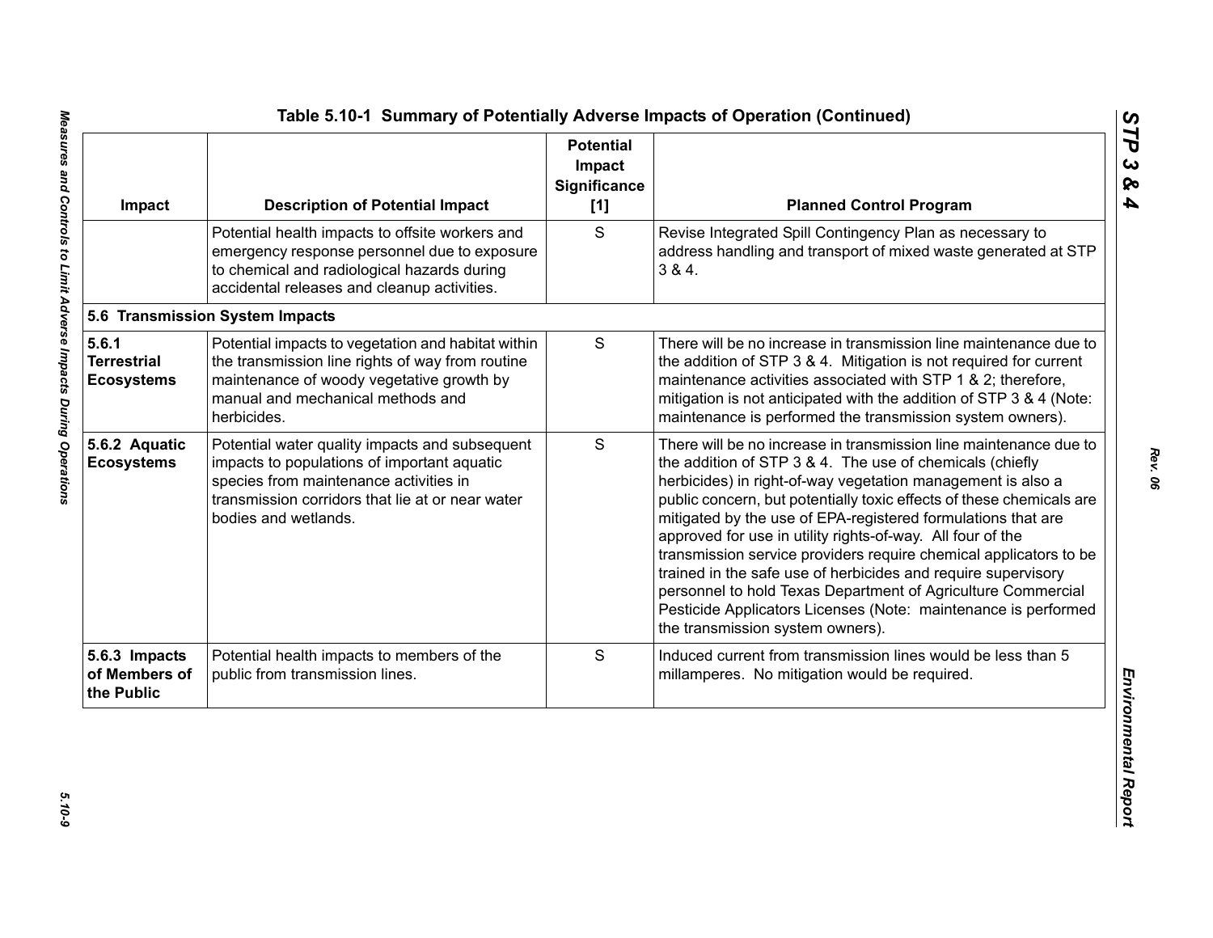# Table 5.10-1 Summary of Potentially Adverse Impacts of Operation (Continued)

| Impact | Description of Potential Impact | Potential Impact Significance [1] | Planned Control Program |
|---|---|---|---|
| | Potential health impacts to offsite workers and emergency response personnel due to exposure to chemical and radiological hazards during accidental releases and cleanup activities. | S | Revise Integrated Spill Contingency Plan as necessary to address handling and transport of mixed waste generated at STP 3 & 4. |
| **5.6 Transmission System Impacts** | | | |
| **5.6.1 Terrestrial Ecosystems** | Potential impacts to vegetation and habitat within the transmission line rights of way from routine maintenance of woody vegetative growth by manual and mechanical methods and herbicides. | S | There will be no increase in transmission line maintenance due to the addition of STP 3 & 4. Mitigation is not required for current maintenance activities associated with STP 1 & 2; therefore, mitigation is not anticipated with the addition of STP 3 & 4 (Note: maintenance is performed the transmission system owners). |
| **5.6.2 Aquatic Ecosystems** | Potential water quality impacts and subsequent impacts to populations of important aquatic species from maintenance activities in transmission corridors that lie at or near water bodies and wetlands. | S | There will be no increase in transmission line maintenance due to the addition of STP 3 & 4. The use of chemicals (chiefly herbicides) in right-of-way vegetation management is also a public concern, but potentially toxic effects of these chemicals are mitigated by the use of EPA-registered formulations that are approved for use in utility rights-of-way. All four of the transmission service providers require chemical applicators to be trained in the safe use of herbicides and require supervisory personnel to hold Texas Department of Agriculture Commercial Pesticide Applicators Licenses (Note: maintenance is performed the transmission system owners). |
| **5.6.3 Impacts of Members of the Public** | Potential health impacts to members of the public from transmission lines. | S | Induced current from transmission lines would be less than 5 millamperes. No mitigation would be required. |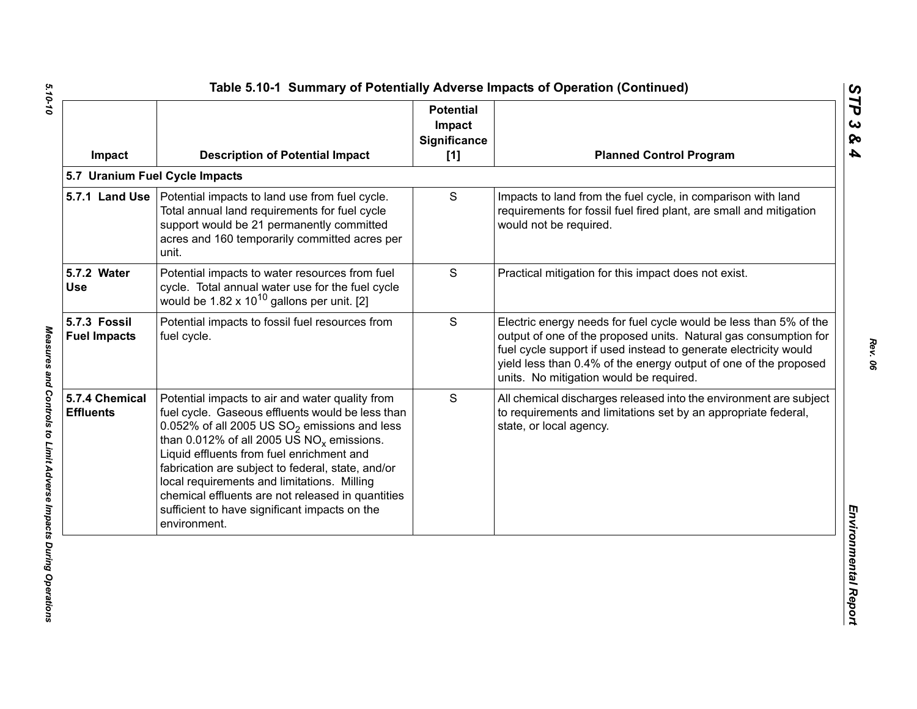# Table 5.10-1 Summary of Potentially Adverse Impacts of Operation (Continued)

| Impact | Description of Potential Impact | Potential Impact Significance [1] | Planned Control Program |
|---|---|---|---|
| **5.7 Uranium Fuel Cycle Impacts** | | | |
| **5.7.1 Land Use** | Potential impacts to land use from fuel cycle. Total annual land requirements for fuel cycle support would be 21 permanently committed acres and 160 temporarily committed acres per unit. | S | Impacts to land from the fuel cycle, in comparison with land requirements for fossil fuel fired plant, are small and mitigation would not be required. |
| **5.7.2 Water Use** | Potential impacts to water resources from fuel cycle. Total annual water use for the fuel cycle would be $1.82 \times 10^{10}$ gallons per unit. [2] | S | Practical mitigation for this impact does not exist. |
| **5.7.3 Fossil Fuel Impacts** | Potential impacts to fossil fuel resources from fuel cycle. | S | Electric energy needs for fuel cycle would be less than 5% of the output of one of the proposed units. Natural gas consumption for fuel cycle support if used instead to generate electricity would yield less than 0.4% of the energy output of one of the proposed units. No mitigation would be required. |
| **5.7.4 Chemical Effluents** | Potential impacts to air and water quality from fuel cycle. Gaseous effluents would be less than 0.052% of all 2005 US $SO_2$ emissions and less than 0.012% of all 2005 US $NO_x$ emissions. Liquid effluents from fuel enrichment and fabrication are subject to federal, state, and/or local requirements and limitations. Milling chemical effluents are not released in quantities sufficient to have significant impacts on the environment. | S | All chemical discharges released into the environment are subject to requirements and limitations set by an appropriate federal, state, or local agency. |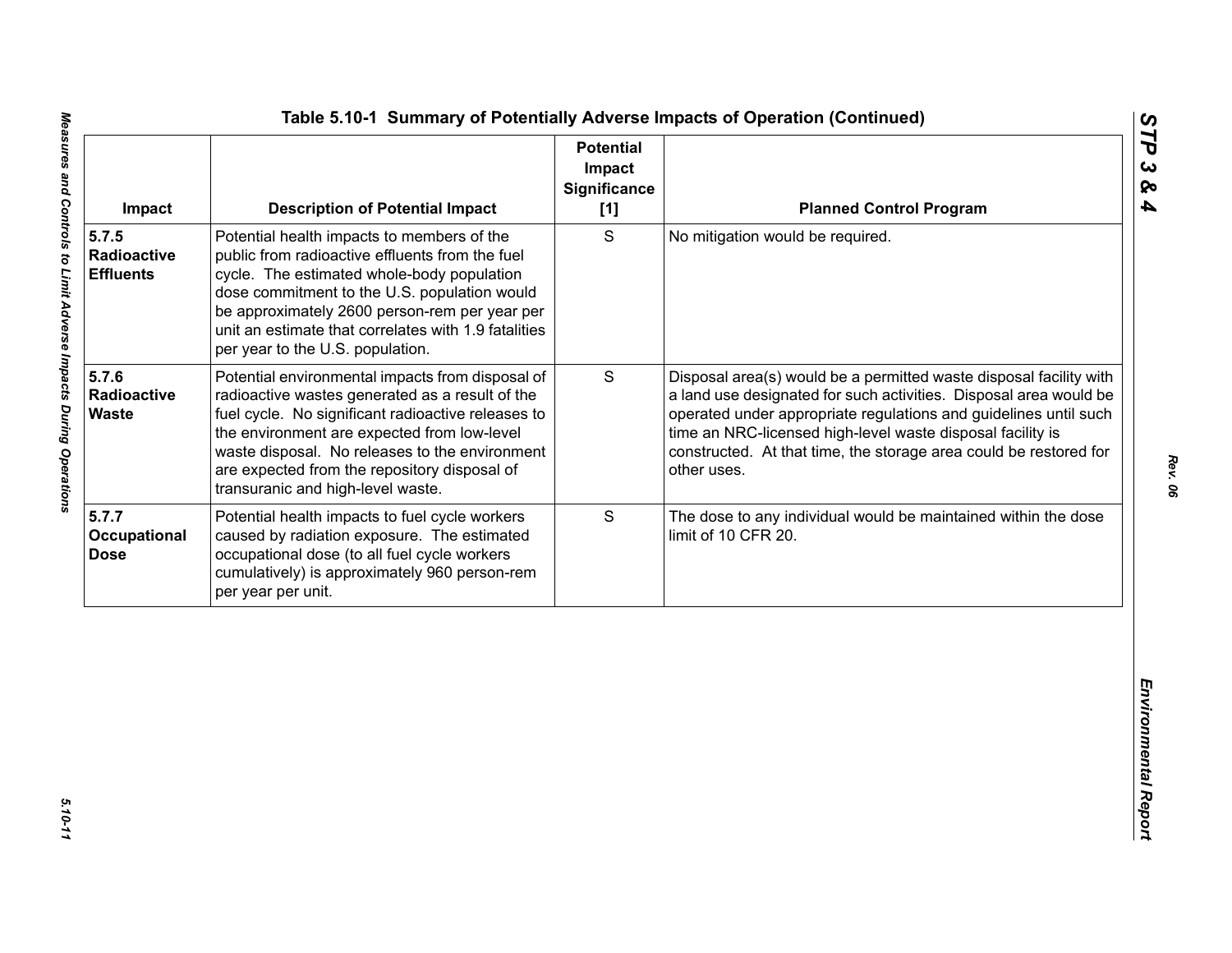## Table 5.10-1 Summary of Potentially Adverse Impacts of Operation (Continued)

| Impact | Description of Potential Impact | Potential Impact Significance [1] | Planned Control Program |
|---|---|---|---|
| **5.7.5 Radioactive Effluents** | Potential health impacts to members of the public from radioactive effluents from the fuel cycle. The estimated whole-body population dose commitment to the U.S. population would be approximately 2600 person-rem per year per unit an estimate that correlates with 1.9 fatalities per year to the U.S. population. | S | No mitigation would be required. |
| **5.7.6 Radioactive Waste** | Potential environmental impacts from disposal of radioactive wastes generated as a result of the fuel cycle. No significant radioactive releases to the environment are expected from low-level waste disposal. No releases to the environment are expected from the repository disposal of transuranic and high-level waste. | S | Disposal area(s) would be a permitted waste disposal facility with a land use designated for such activities. Disposal area would be operated under appropriate regulations and guidelines until such time an NRC-licensed high-level waste disposal facility is constructed. At that time, the storage area could be restored for other uses. |
| **5.7.7 Occupational Dose** | Potential health impacts to fuel cycle workers caused by radiation exposure. The estimated occupational dose (to all fuel cycle workers cumulatively) is approximately 960 person-rem per year per unit. | S | The dose to any individual would be maintained within the dose limit of 10 CFR 20. |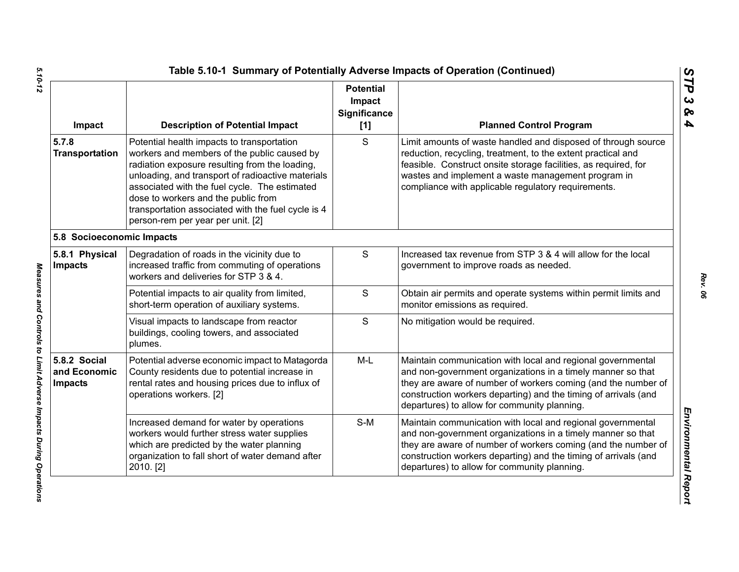# Table 5.10-1 Summary of Potentially Adverse Impacts of Operation (Continued)

| Impact | Description of Potential Impact | Potential Impact Significance [1] | Planned Control Program |
|---|---|---|---|
| **5.7.8 Transportation** | Potential health impacts to transportation workers and members of the public caused by radiation exposure resulting from the loading, unloading, and transport of radioactive materials associated with the fuel cycle. The estimated dose to workers and the public from transportation associated with the fuel cycle is 4 person-rem per year per unit. [2] | S | Limit amounts of waste handled and disposed of through source reduction, recycling, treatment, to the extent practical and feasible. Construct onsite storage facilities, as required, for wastes and implement a waste management program in compliance with applicable regulatory requirements. |
| **5.8 Socioeconomic Impacts** | | | |
| **5.8.1 Physical Impacts** | Degradation of roads in the vicinity due to increased traffic from commuting of operations workers and deliveries for STP 3 & 4. | S | Increased tax revenue from STP 3 & 4 will allow for the local government to improve roads as needed. |
| | Potential impacts to air quality from limited, short-term operation of auxiliary systems. | S | Obtain air permits and operate systems within permit limits and monitor emissions as required. |
| | Visual impacts to landscape from reactor buildings, cooling towers, and associated plumes. | S | No mitigation would be required. |
| **5.8.2 Social and Economic Impacts** | Potential adverse economic impact to Matagorda County residents due to potential increase in rental rates and housing prices due to influx of operations workers. [2] | M-L | Maintain communication with local and regional governmental and non-government organizations in a timely manner so that they are aware of number of workers coming (and the number of construction workers departing) and the timing of arrivals (and departures) to allow for community planning. |
| | Increased demand for water by operations workers would further stress water supplies which are predicted by the water planning organization to fall short of water demand after 2010. [2] | S-M | Maintain communication with local and regional governmental and non-government organizations in a timely manner so that they are aware of number of workers coming (and the number of construction workers departing) and the timing of arrivals (and departures) to allow for community planning. |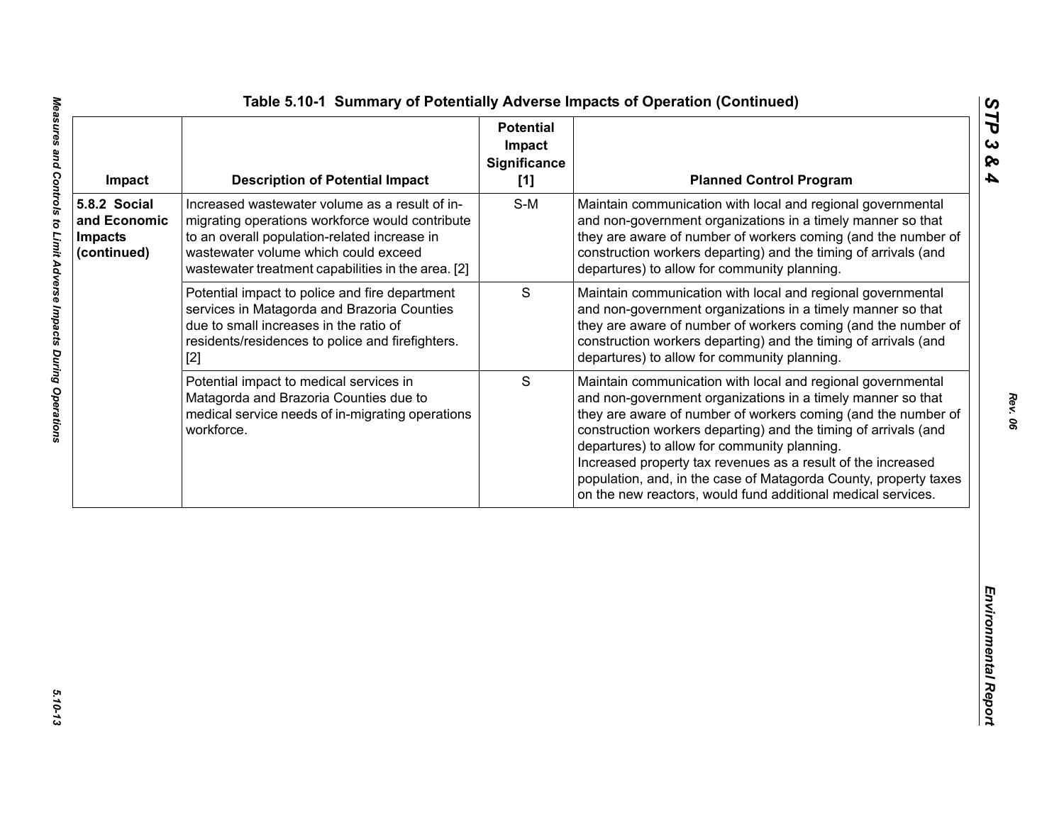**Table 5.10-1 Summary of Potentially Adverse Impacts of Operation (Continued)**

| Impact | Description of Potential Impact | Potential Impact Significance [1] | Planned Control Program |
|---|---|---|---|
| **5.8.2 Social and Economic Impacts (continued)** | Increased wastewater volume as a result of in-migrating operations workforce would contribute to an overall population-related increase in wastewater volume which could exceed wastewater treatment capabilities in the area. [2] | S-M | Maintain communication with local and regional governmental and non-government organizations in a timely manner so that they are aware of number of workers coming (and the number of construction workers departing) and the timing of arrivals (and departures) to allow for community planning. |
| | Potential impact to police and fire department services in Matagorda and Brazoria Counties due to small increases in the ratio of residents/residences to police and firefighters. [2] | S | Maintain communication with local and regional governmental and non-government organizations in a timely manner so that they are aware of number of workers coming (and the number of construction workers departing) and the timing of arrivals (and departures) to allow for community planning. |
| | Potential impact to medical services in Matagorda and Brazoria Counties due to medical service needs of in-migrating operations workforce. | S | Maintain communication with local and regional governmental and non-government organizations in a timely manner so that they are aware of number of workers coming (and the number of construction workers departing) and the timing of arrivals (and departures) to allow for community planning.<br>Increased property tax revenues as a result of the increased population, and, in the case of Matagorda County, property taxes on the new reactors, would fund additional medical services. |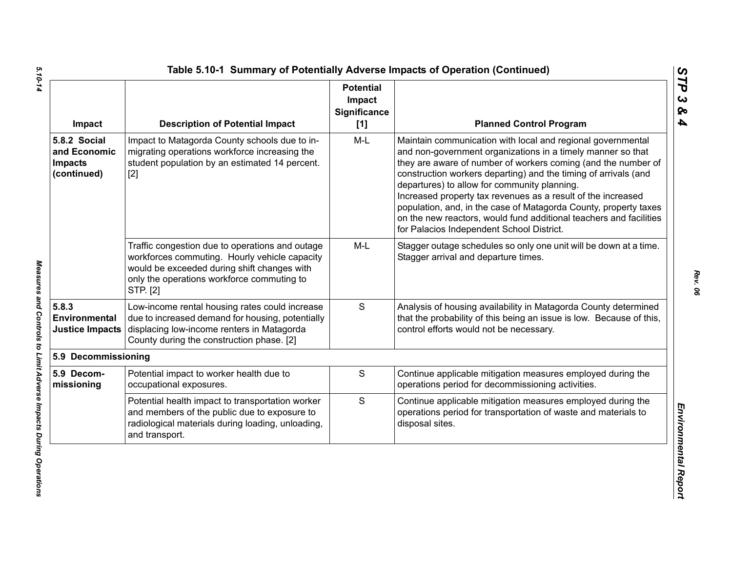# Table 5.10-1 Summary of Potentially Adverse Impacts of Operation (Continued)

| Impact | Description of Potential Impact | Potential Impact Significance [1] | Planned Control Program |
|---|---|---|---|
| **5.8.2 Social and Economic Impacts (continued)** | Impact to Matagorda County schools due to in-migrating operations workforce increasing the student population by an estimated 14 percent. [2] | M-L | Maintain communication with local and regional governmental and non-government organizations in a timely manner so that they are aware of number of workers coming (and the number of construction workers departing) and the timing of arrivals (and departures) to allow for community planning.<br>Increased property tax revenues as a result of the increased population, and, in the case of Matagorda County, property taxes on the new reactors, would fund additional teachers and facilities for Palacios Independent School District. |
| | Traffic congestion due to operations and outage workforces commuting. Hourly vehicle capacity would be exceeded during shift changes with only the operations workforce commuting to STP. [2] | M-L | Stagger outage schedules so only one unit will be down at a time. Stagger arrival and departure times. |
| **5.8.3 Environmental Justice Impacts** | Low-income rental housing rates could increase due to increased demand for housing, potentially displacing low-income renters in Matagorda County during the construction phase. [2] | S | Analysis of housing availability in Matagorda County determined that the probability of this being an issue is low. Because of this, control efforts would not be necessary. |
| **5.9 Decommissioning** | | | |
| **5.9 Decom-missioning** | Potential impact to worker health due to occupational exposures. | S | Continue applicable mitigation measures employed during the operations period for decommissioning activities. |
| | Potential health impact to transportation worker and members of the public due to exposure to radiological materials during loading, unloading, and transport. | S | Continue applicable mitigation measures employed during the operations period for transportation of waste and materials to disposal sites. |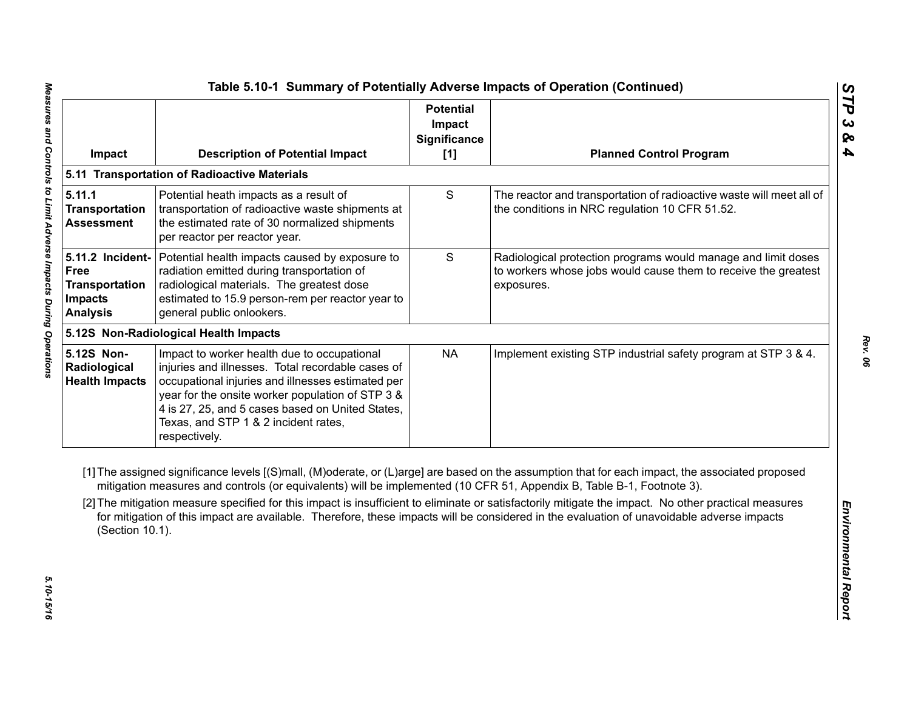## Table 5.10-1 Summary of Potentially Adverse Impacts of Operation (Continued)

| Impact | Description of Potential Impact | Potential Impact Significance [1] | Planned Control Program |
|---|---|---|---|
| **5.11 Transportation of Radioactive Materials** | | | |
| **5.11.1 Transportation Assessment** | Potential heath impacts as a result of transportation of radioactive waste shipments at the estimated rate of 30 normalized shipments per reactor per reactor year. | S | The reactor and transportation of radioactive waste will meet all of the conditions in NRC regulation 10 CFR 51.52. |
| **5.11.2 Incident-Free Transportation Impacts Analysis** | Potential health impacts caused by exposure to radiation emitted during transportation of radiological materials. The greatest dose estimated to 15.9 person-rem per reactor year to general public onlookers. | S | Radiological protection programs would manage and limit doses to workers whose jobs would cause them to receive the greatest exposures. |
| **5.12S Non-Radiological Health Impacts** | | | |
| **5.12S Non-Radiological Health Impacts** | Impact to worker health due to occupational injuries and illnesses. Total recordable cases of occupational injuries and illnesses estimated per year for the onsite worker population of STP 3 & 4 is 27, 25, and 5 cases based on United States, Texas, and STP 1 & 2 incident rates, respectively. | NA | Implement existing STP industrial safety program at STP 3 & 4. |

[1] The assigned significance levels [(S)mall, (M)oderate, or (L)arge] are based on the assumption that for each impact, the associated proposed mitigation measures and controls (or equivalents) will be implemented (10 CFR 51, Appendix B, Table B-1, Footnote 3).

[2] The mitigation measure specified for this impact is insufficient to eliminate or satisfactorily mitigate the impact. No other practical measures for mitigation of this impact are available. Therefore, these impacts will be considered in the evaluation of unavoidable adverse impacts (Section 10.1).